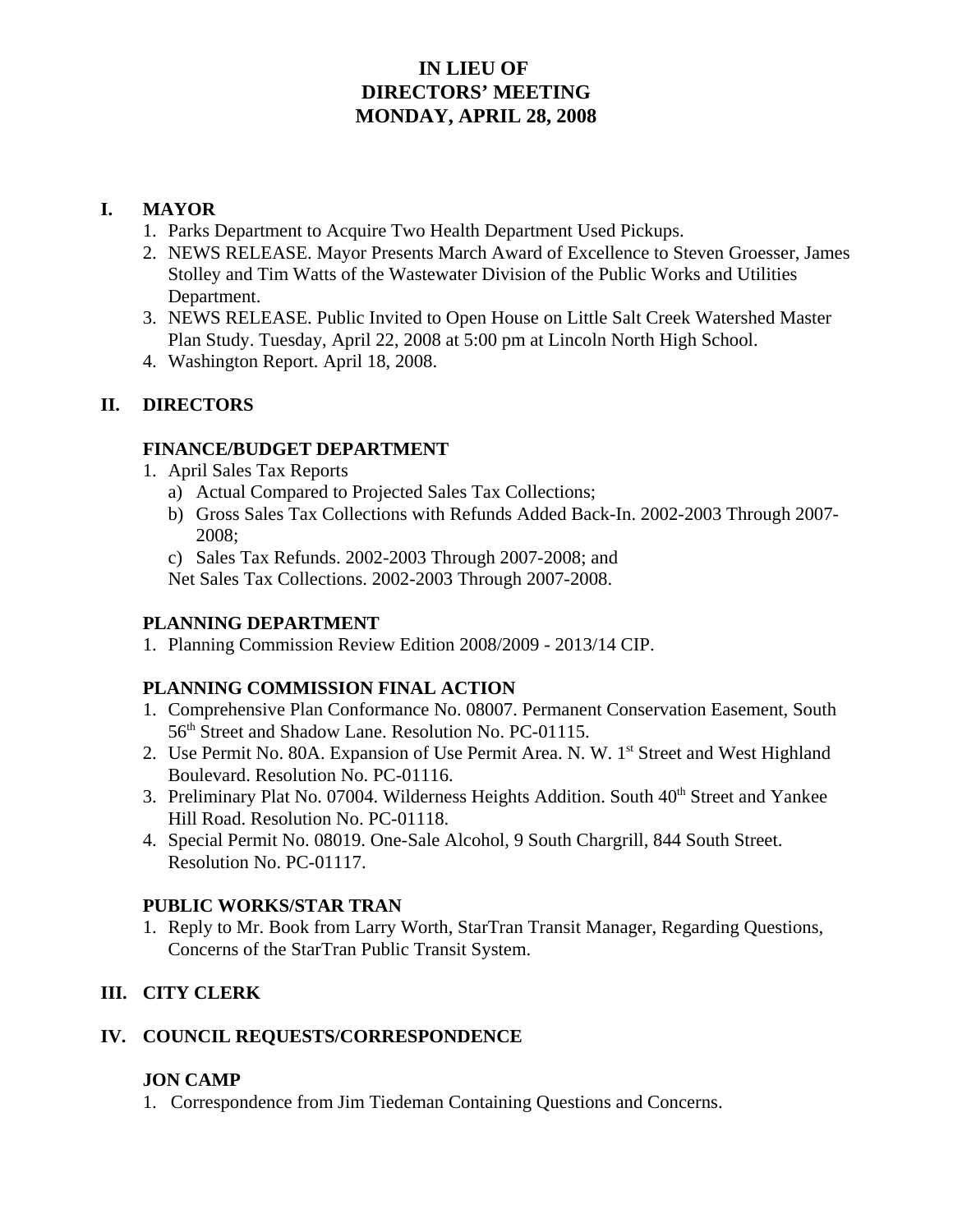# IN LIEU OF
# DIRECTORS' MEETING
# MONDAY, APRIL 28, 2008

## I. MAYOR

1. Parks Department to Acquire Two Health Department Used Pickups.
2. NEWS RELEASE. Mayor Presents March Award of Excellence to Steven Groesser, James Stolley and Tim Watts of the Wastewater Division of the Public Works and Utilities Department.
3. NEWS RELEASE. Public Invited to Open House on Little Salt Creek Watershed Master Plan Study. Tuesday, April 22, 2008 at 5:00 pm at Lincoln North High School.
4. Washington Report. April 18, 2008.

## II. DIRECTORS

### FINANCE/BUDGET DEPARTMENT

1. April Sales Tax Reports
   a) Actual Compared to Projected Sales Tax Collections;
   b) Gross Sales Tax Collections with Refunds Added Back-In. 2002-2003 Through 2007-2008;
   c) Sales Tax Refunds. 2002-2003 Through 2007-2008; and
   Net Sales Tax Collections. 2002-2003 Through 2007-2008.

### PLANNING DEPARTMENT

1. Planning Commission Review Edition 2008/2009 - 2013/14 CIP.

### PLANNING COMMISSION FINAL ACTION

1. Comprehensive Plan Conformance No. 08007. Permanent Conservation Easement, South 56th Street and Shadow Lane. Resolution No. PC-01115.
2. Use Permit No. 80A. Expansion of Use Permit Area. N. W. 1st Street and West Highland Boulevard. Resolution No. PC-01116.
3. Preliminary Plat No. 07004. Wilderness Heights Addition. South 40th Street and Yankee Hill Road. Resolution No. PC-01118.
4. Special Permit No. 08019. One-Sale Alcohol, 9 South Chargrill, 844 South Street. Resolution No. PC-01117.

### PUBLIC WORKS/STAR TRAN

1. Reply to Mr. Book from Larry Worth, StarTran Transit Manager, Regarding Questions, Concerns of the StarTran Public Transit System.

## III. CITY CLERK

## IV. COUNCIL REQUESTS/CORRESPONDENCE

### JON CAMP

1. Correspondence from Jim Tiedeman Containing Questions and Concerns.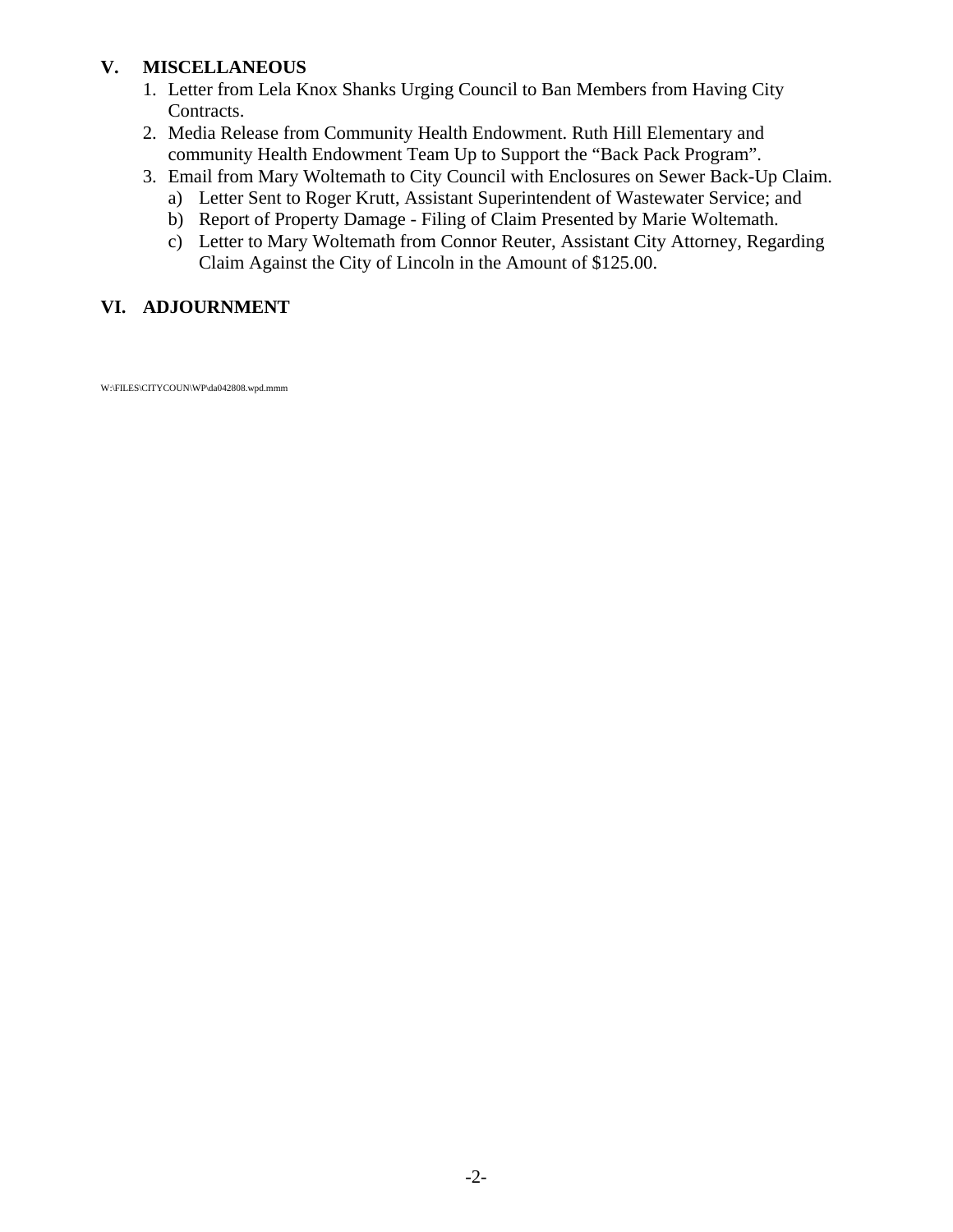## V. MISCELLANEOUS

1. Letter from Lela Knox Shanks Urging Council to Ban Members from Having City Contracts.
2. Media Release from Community Health Endowment. Ruth Hill Elementary and community Health Endowment Team Up to Support the "Back Pack Program".
3. Email from Mary Woltemath to City Council with Enclosures on Sewer Back-Up Claim.
   a) Letter Sent to Roger Krutt, Assistant Superintendent of Wastewater Service; and
   b) Report of Property Damage - Filing of Claim Presented by Marie Woltemath.
   c) Letter to Mary Woltemath from Connor Reuter, Assistant City Attorney, Regarding Claim Against the City of Lincoln in the Amount of $125.00.

## VI. ADJOURNMENT

W:\FILES\CITYCOUN\WP\da042808.wpd.mmm